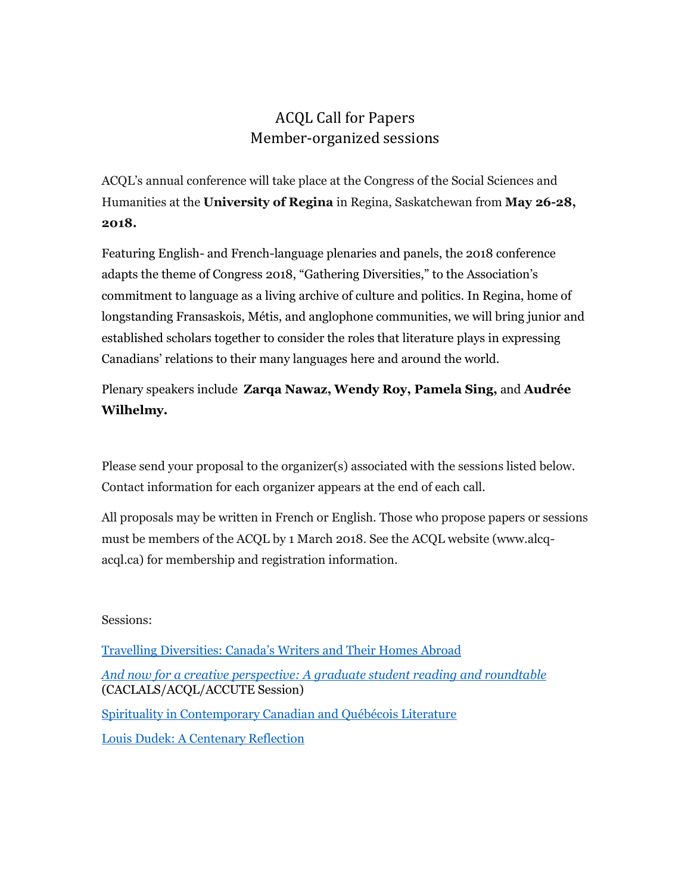# ACQL Call for Papers
## Member-organized sessions

ACQL's annual conference will take place at the Congress of the Social Sciences and Humanities at the **University of Regina** in Regina, Saskatchewan from **May 26-28, 2018.**

Featuring English- and French-language plenaries and panels, the 2018 conference adapts the theme of Congress 2018, "Gathering Diversities," to the Association's commitment to language as a living archive of culture and politics. In Regina, home of longstanding Fransaskois, Métis, and anglophone communities, we will bring junior and established scholars together to consider the roles that literature plays in expressing Canadians' relations to their many languages here and around the world.

Plenary speakers include **Zarqa Nawaz, Wendy Roy, Pamela Sing,** and **Audrée Wilhelmy.**

Please send your proposal to the organizer(s) associated with the sessions listed below. Contact information for each organizer appears at the end of each call.

All proposals may be written in French or English. Those who propose papers or sessions must be members of the ACQL by 1 March 2018. See the ACQL website (www.alcq-acql.ca) for membership and registration information.

Sessions:

Travelling Diversities: Canada's Writers and Their Homes Abroad

*And now for a creative perspective: A graduate student reading and roundtable* (CACLALS/ACQL/ACCUTE Session)

Spirituality in Contemporary Canadian and Québécois Literature

Louis Dudek: A Centenary Reflection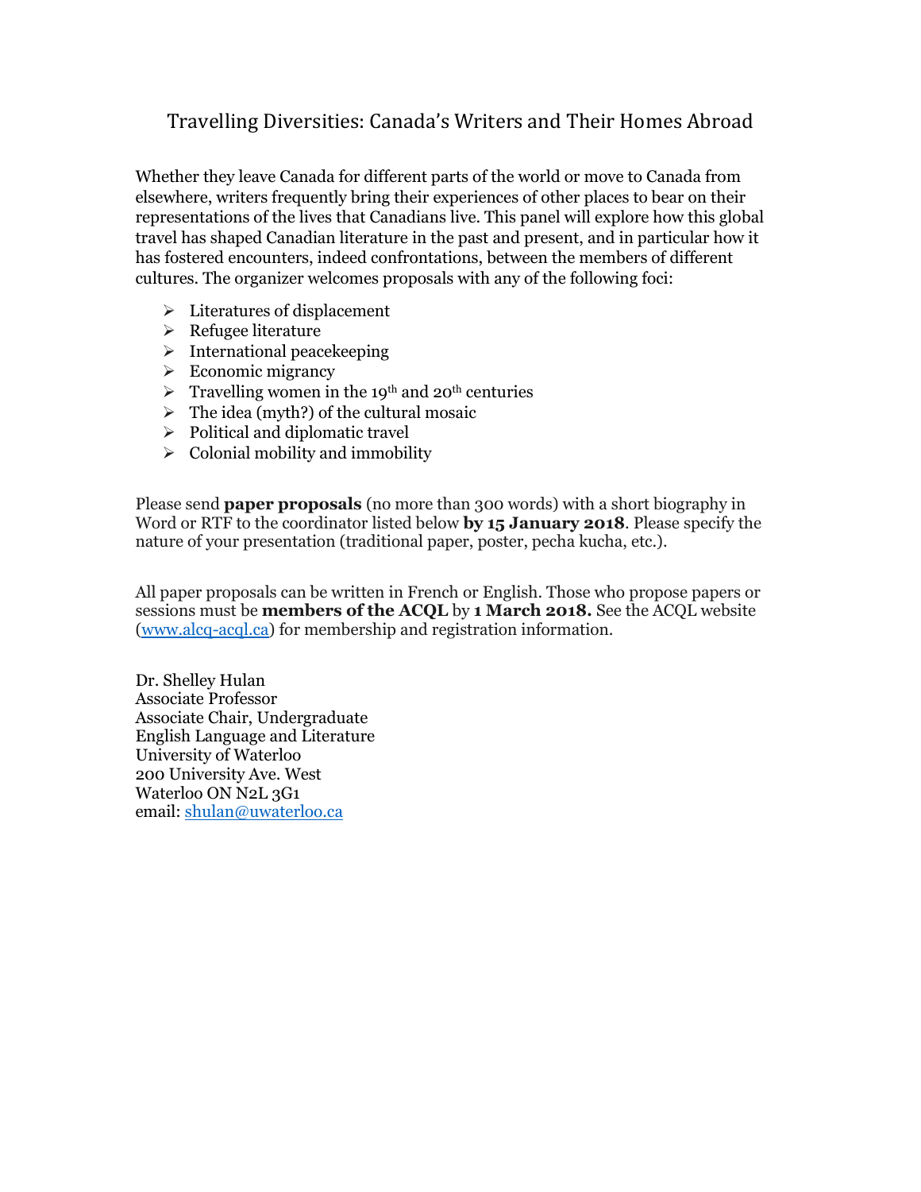# Travelling Diversities: Canada's Writers and Their Homes Abroad

Whether they leave Canada for different parts of the world or move to Canada from elsewhere, writers frequently bring their experiences of other places to bear on their representations of the lives that Canadians live. This panel will explore how this global travel has shaped Canadian literature in the past and present, and in particular how it has fostered encounters, indeed confrontations, between the members of different cultures. The organizer welcomes proposals with any of the following foci:

- Literatures of displacement
- Refugee literature
- International peacekeeping
- Economic migrancy
- Travelling women in the 19th and 20th centuries
- The idea (myth?) of the cultural mosaic
- Political and diplomatic travel
- Colonial mobility and immobility

Please send **paper proposals** (no more than 300 words) with a short biography in Word or RTF to the coordinator listed below **by 15 January 2018**. Please specify the nature of your presentation (traditional paper, poster, pecha kucha, etc.).

All paper proposals can be written in French or English. Those who propose papers or sessions must be **members of the ACQL** by **1 March 2018.** See the ACQL website (www.alcq-acql.ca) for membership and registration information.

Dr. Shelley Hulan
Associate Professor
Associate Chair, Undergraduate
English Language and Literature
University of Waterloo
200 University Ave. West
Waterloo ON N2L 3G1
email: shulan@uwaterloo.ca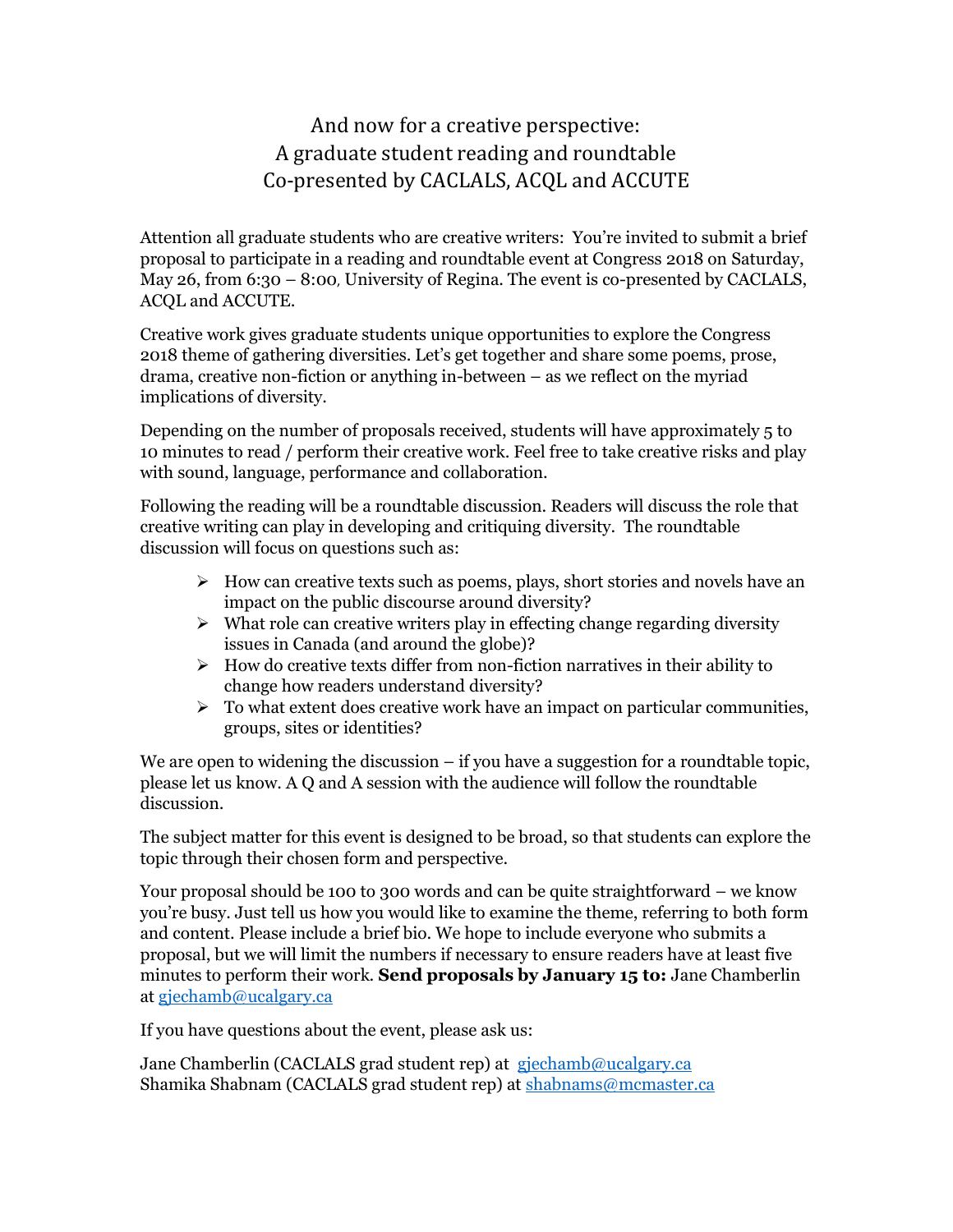# And now for a creative perspective:
# A graduate student reading and roundtable
# Co-presented by CACLALS, ACQL and ACCUTE

Attention all graduate students who are creative writers: You're invited to submit a brief proposal to participate in a reading and roundtable event at Congress 2018 on Saturday, May 26, from 6:30 – 8:00, University of Regina. The event is co-presented by CACLALS, ACQL and ACCUTE.

Creative work gives graduate students unique opportunities to explore the Congress 2018 theme of gathering diversities. Let's get together and share some poems, prose, drama, creative non-fiction or anything in-between – as we reflect on the myriad implications of diversity.

Depending on the number of proposals received, students will have approximately 5 to 10 minutes to read / perform their creative work. Feel free to take creative risks and play with sound, language, performance and collaboration.

Following the reading will be a roundtable discussion. Readers will discuss the role that creative writing can play in developing and critiquing diversity. The roundtable discussion will focus on questions such as:

- How can creative texts such as poems, plays, short stories and novels have an impact on the public discourse around diversity?
- What role can creative writers play in effecting change regarding diversity issues in Canada (and around the globe)?
- How do creative texts differ from non-fiction narratives in their ability to change how readers understand diversity?
- To what extent does creative work have an impact on particular communities, groups, sites or identities?

We are open to widening the discussion – if you have a suggestion for a roundtable topic, please let us know. A Q and A session with the audience will follow the roundtable discussion.

The subject matter for this event is designed to be broad, so that students can explore the topic through their chosen form and perspective.

Your proposal should be 100 to 300 words and can be quite straightforward – we know you're busy. Just tell us how you would like to examine the theme, referring to both form and content. Please include a brief bio. We hope to include everyone who submits a proposal, but we will limit the numbers if necessary to ensure readers have at least five minutes to perform their work. **Send proposals by January 15 to:** Jane Chamberlin at gjechamb@ucalgary.ca

If you have questions about the event, please ask us:

Jane Chamberlin (CACLALS grad student rep) at gjechamb@ucalgary.ca
Shamika Shabnam (CACLALS grad student rep) at shabnams@mcmaster.ca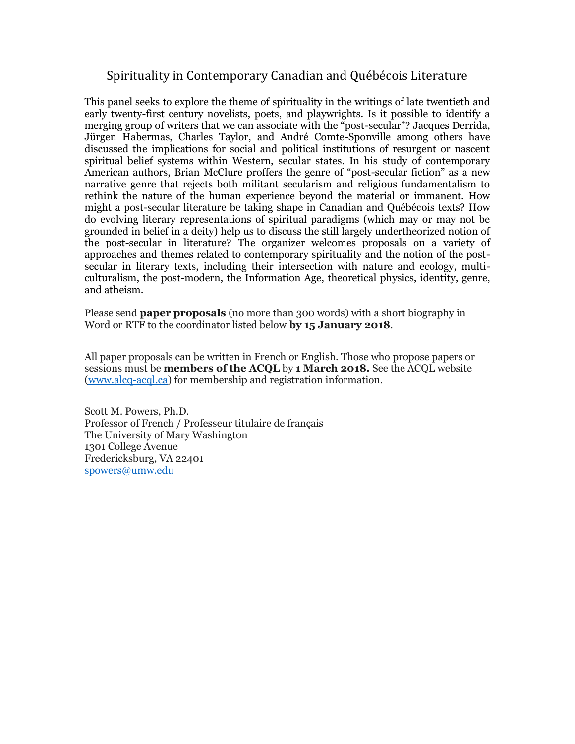# Spirituality in Contemporary Canadian and Québécois Literature

This panel seeks to explore the theme of spirituality in the writings of late twentieth and early twenty-first century novelists, poets, and playwrights. Is it possible to identify a merging group of writers that we can associate with the "post-secular"? Jacques Derrida, Jürgen Habermas, Charles Taylor, and André Comte-Sponville among others have discussed the implications for social and political institutions of resurgent or nascent spiritual belief systems within Western, secular states. In his study of contemporary American authors, Brian McClure proffers the genre of "post-secular fiction" as a new narrative genre that rejects both militant secularism and religious fundamentalism to rethink the nature of the human experience beyond the material or immanent. How might a post-secular literature be taking shape in Canadian and Québécois texts? How do evolving literary representations of spiritual paradigms (which may or may not be grounded in belief in a deity) help us to discuss the still largely undertheorized notion of the post-secular in literature? The organizer welcomes proposals on a variety of approaches and themes related to contemporary spirituality and the notion of the post-secular in literary texts, including their intersection with nature and ecology, multi-culturalism, the post-modern, the Information Age, theoretical physics, identity, genre, and atheism.

Please send **paper proposals** (no more than 300 words) with a short biography in Word or RTF to the coordinator listed below **by 15 January 2018**.

All paper proposals can be written in French or English. Those who propose papers or sessions must be **members of the ACQL** by **1 March 2018.** See the ACQL website (www.alcq-acql.ca) for membership and registration information.

Scott M. Powers, Ph.D.
Professor of French / Professeur titulaire de français
The University of Mary Washington
1301 College Avenue
Fredericksburg, VA 22401
spowers@umw.edu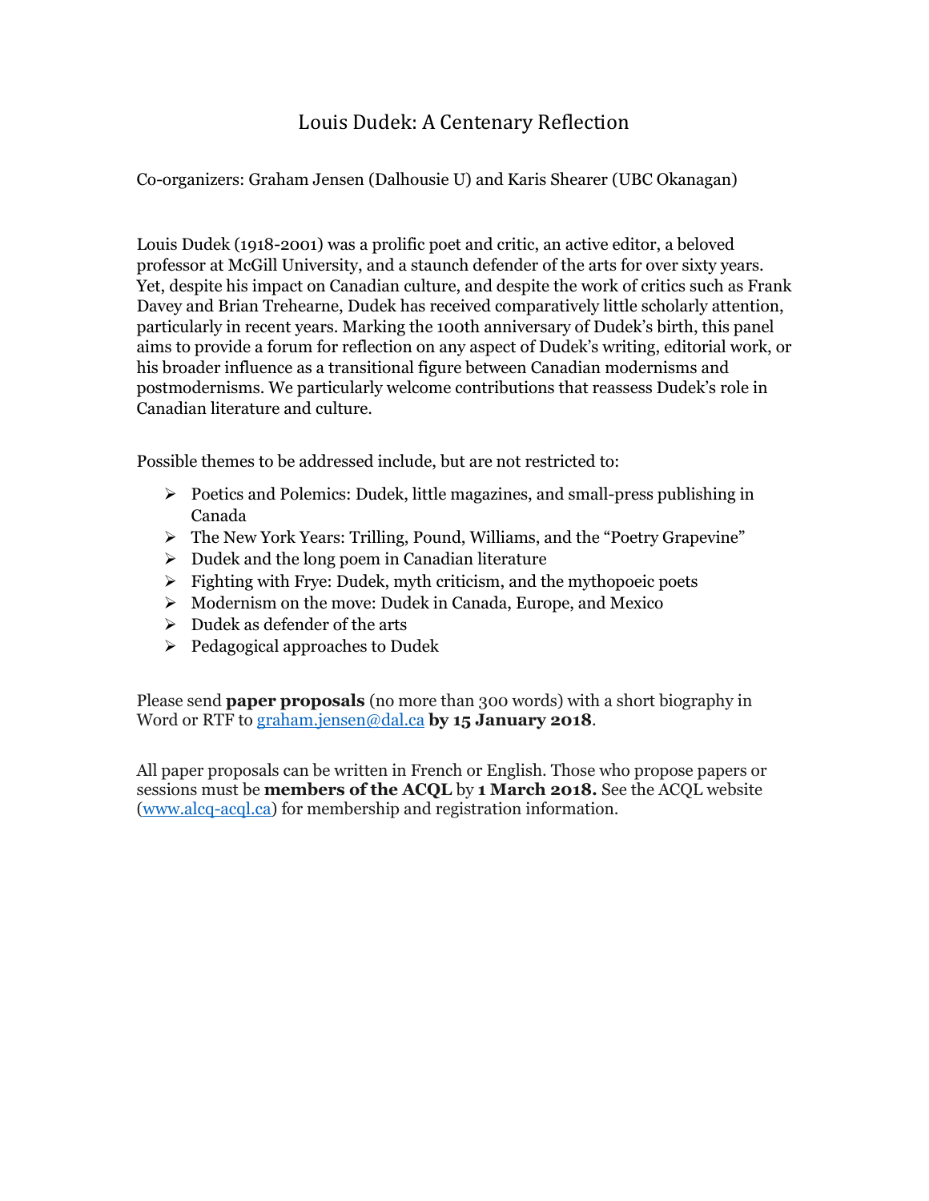# Louis Dudek: A Centenary Reflection

Co-organizers: Graham Jensen (Dalhousie U) and Karis Shearer (UBC Okanagan)

Louis Dudek (1918-2001) was a prolific poet and critic, an active editor, a beloved professor at McGill University, and a staunch defender of the arts for over sixty years. Yet, despite his impact on Canadian culture, and despite the work of critics such as Frank Davey and Brian Trehearne, Dudek has received comparatively little scholarly attention, particularly in recent years. Marking the 100th anniversary of Dudek's birth, this panel aims to provide a forum for reflection on any aspect of Dudek's writing, editorial work, or his broader influence as a transitional figure between Canadian modernisms and postmodernisms. We particularly welcome contributions that reassess Dudek's role in Canadian literature and culture.

Possible themes to be addressed include, but are not restricted to:

- Poetics and Polemics: Dudek, little magazines, and small-press publishing in Canada
- The New York Years: Trilling, Pound, Williams, and the "Poetry Grapevine"
- Dudek and the long poem in Canadian literature
- Fighting with Frye: Dudek, myth criticism, and the mythopoeic poets
- Modernism on the move: Dudek in Canada, Europe, and Mexico
- Dudek as defender of the arts
- Pedagogical approaches to Dudek

Please send **paper proposals** (no more than 300 words) with a short biography in Word or RTF to graham.jensen@dal.ca **by 15 January 2018**.

All paper proposals can be written in French or English. Those who propose papers or sessions must be **members of the ACQL** by **1 March 2018.** See the ACQL website (www.alcq-acql.ca) for membership and registration information.